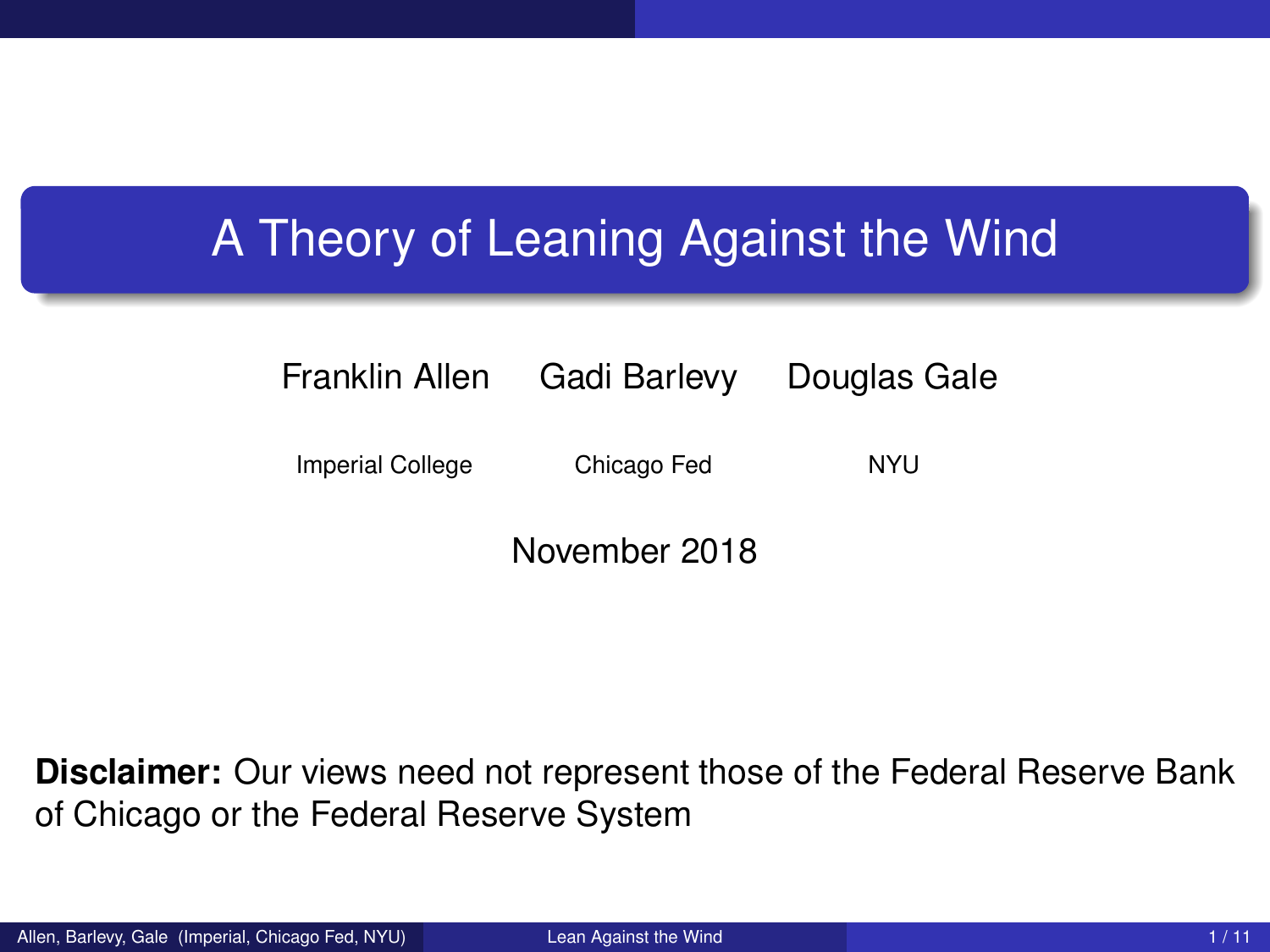# A Theory of Leaning Against the Wind

Franklin Allen Gadi Barlevy Douglas Gale

Imperial College Chicago Fed NYU

November 2018

**Disclaimer:** Our views need not represent those of the Federal Reserve Bank of Chicago or the Federal Reserve System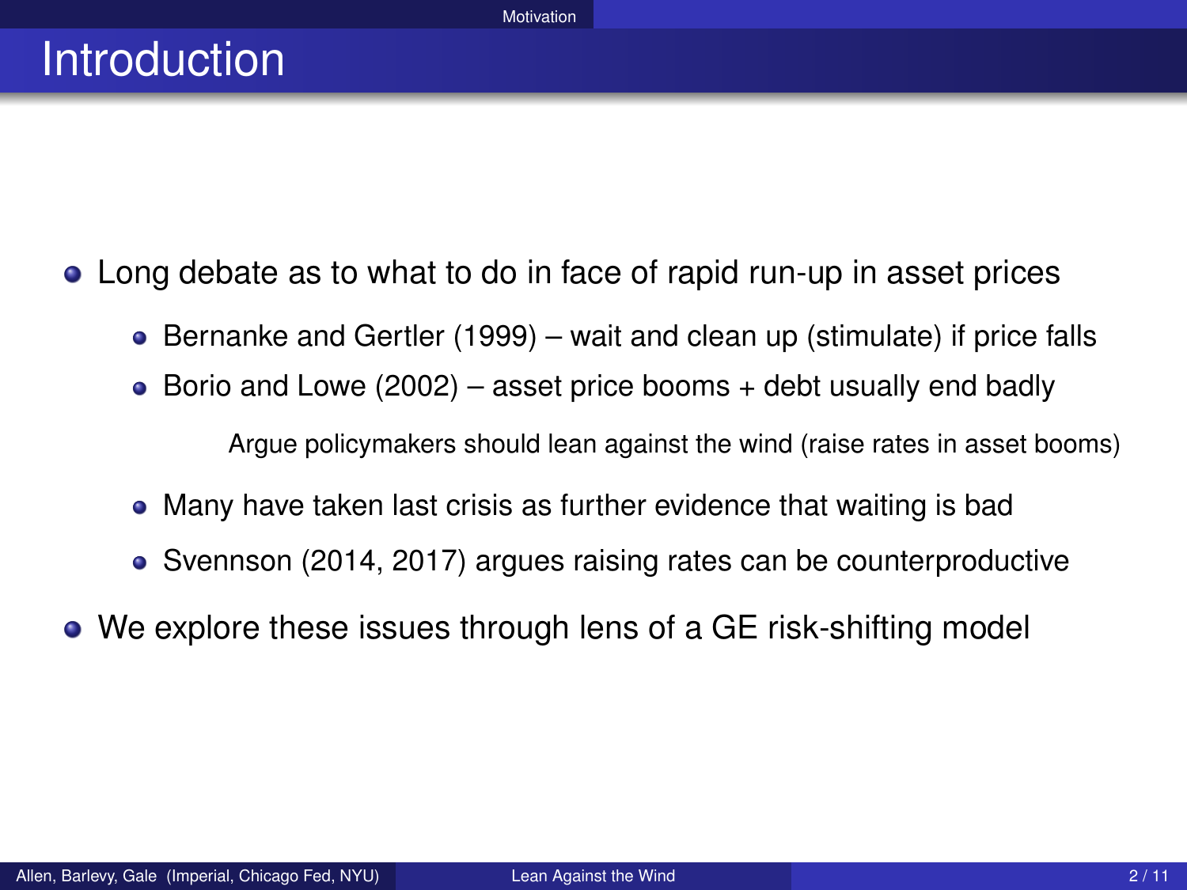# Introduction

- Long debate as to what to do in face of rapid run-up in asset prices
  - Bernanke and Gertler (1999) – wait and clean up (stimulate) if price falls
  - Borio and Lowe (2002) – asset price booms + debt usually end badly

    Argue policymakers should lean against the wind (raise rates in asset booms)

  - Many have taken last crisis as further evidence that waiting is bad
  - Svennson (2014, 2017) argues raising rates can be counterproductive
- We explore these issues through lens of a GE risk-shifting model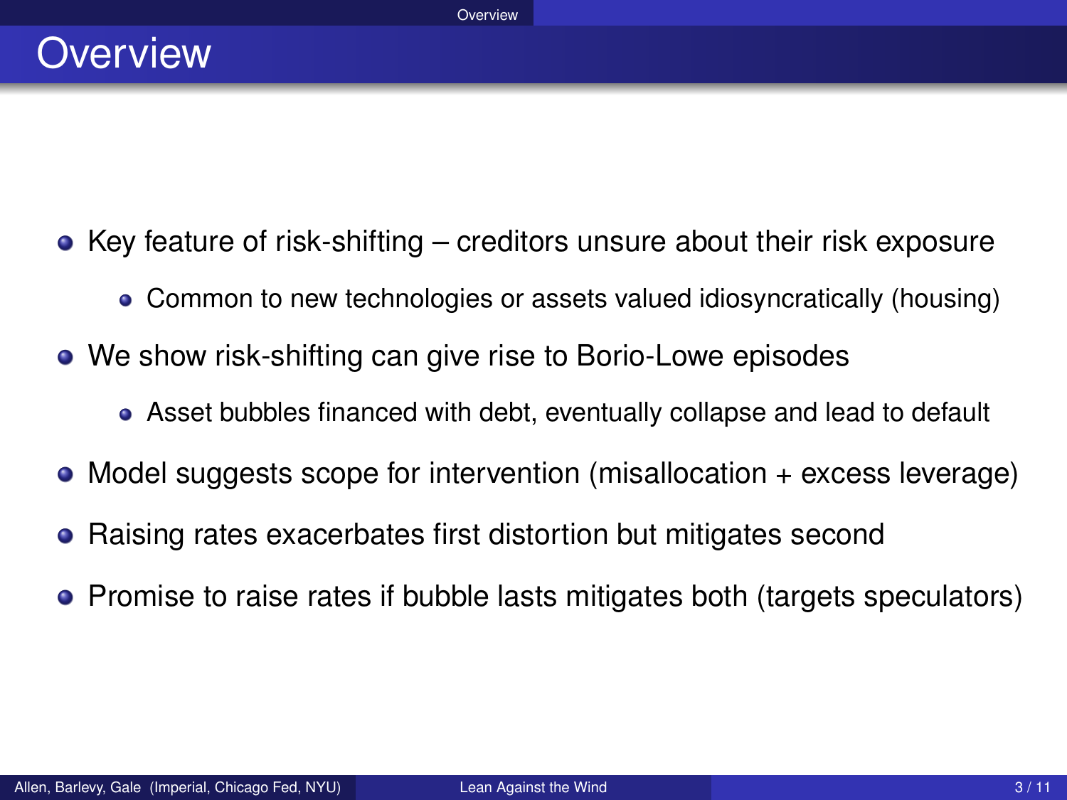# Overview

- Key feature of risk-shifting – creditors unsure about their risk exposure
  - Common to new technologies or assets valued idiosyncratically (housing)
- We show risk-shifting can give rise to Borio-Lowe episodes
  - Asset bubbles financed with debt, eventually collapse and lead to default
- Model suggests scope for intervention (misallocation + excess leverage)
- Raising rates exacerbates first distortion but mitigates second
- Promise to raise rates if bubble lasts mitigates both (targets speculators)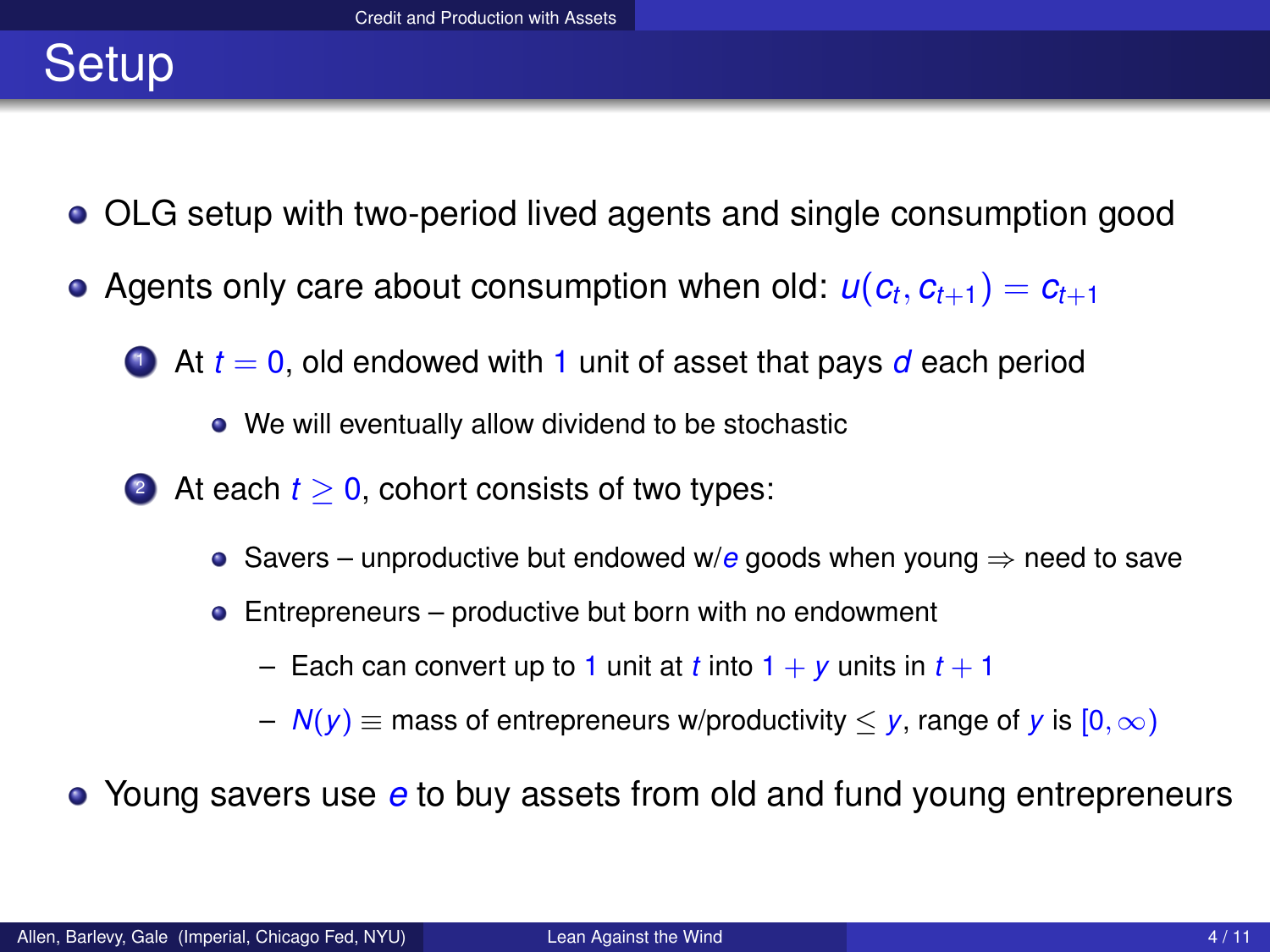# Setup

- OLG setup with two-period lived agents and single consumption good
- Agents only care about consumption when old: $u(c_t, c_{t+1}) = c_{t+1}$
  1. At $t = 0$, old endowed with $1$ unit of asset that pays $d$ each period
     - We will eventually allow dividend to be stochastic
  2. At each $t \geq 0$, cohort consists of two types:
     - Savers – unproductive but endowed w/$e$ goods when young $\Rightarrow$ need to save
     - Entrepreneurs – productive but born with no endowment
       - Each can convert up to $1$ unit at $t$ into $1 + y$ units in $t + 1$
       - $N(y) \equiv$ mass of entrepreneurs w/productivity $\leq y$, range of $y$ is $[0, \infty)$
- Young savers use $e$ to buy assets from old and fund young entrepreneurs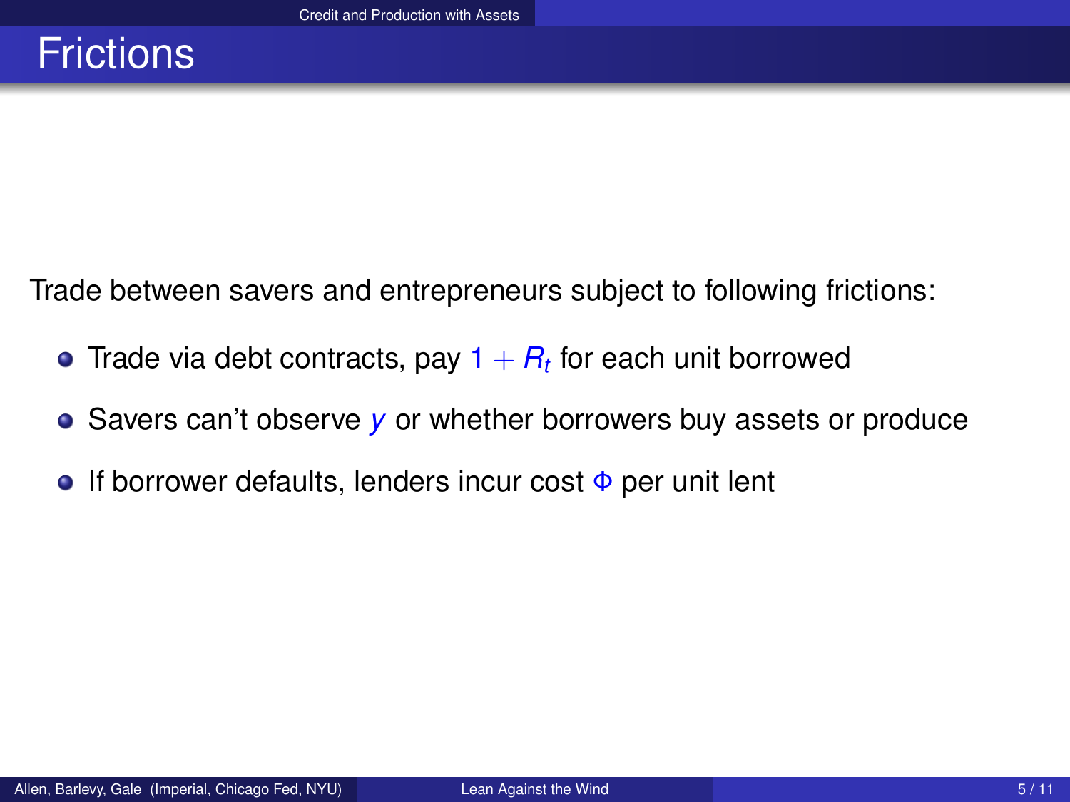# Frictions

Trade between savers and entrepreneurs subject to following frictions:

- Trade via debt contracts, pay $1 + R_t$ for each unit borrowed
- Savers can't observe $y$ or whether borrowers buy assets or produce
- If borrower defaults, lenders incur cost $\Phi$ per unit lent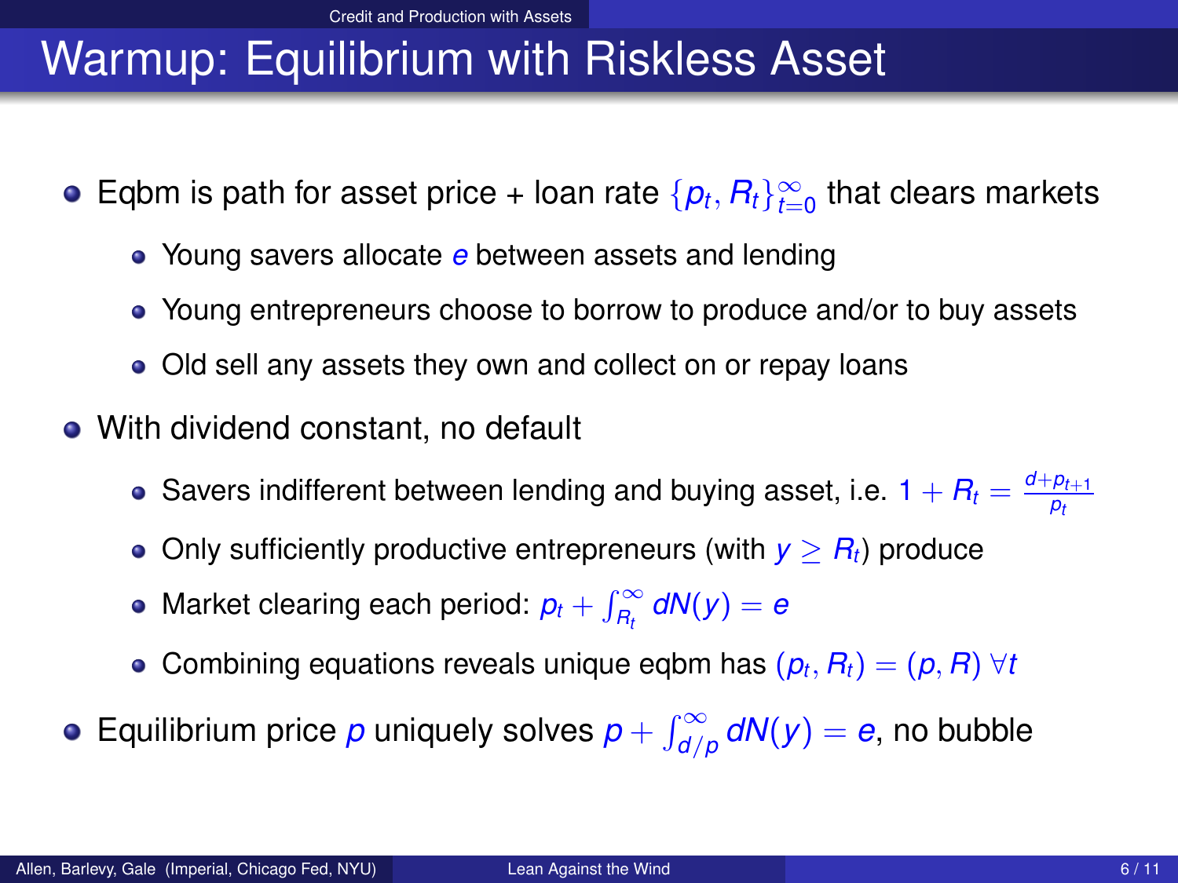# Warmup: Equilibrium with Riskless Asset

- Eqbm is path for asset price + loan rate $\{p_t, R_t\}_{t=0}^{\infty}$ that clears markets
  - Young savers allocate $e$ between assets and lending
  - Young entrepreneurs choose to borrow to produce and/or to buy assets
  - Old sell any assets they own and collect on or repay loans
- With dividend constant, no default
  - Savers indifferent between lending and buying asset, i.e. $1 + R_t = \frac{d + p_{t+1}}{p_t}$
  - Only sufficiently productive entrepreneurs (with $y \geq R_t$) produce
  - Market clearing each period: $p_t + \int_{R_t}^{\infty} dN(y) = e$
  - Combining equations reveals unique eqbm has $(p_t, R_t) = (p, R)\ \forall t$
- Equilibrium price $p$ uniquely solves $p + \int_{d/p}^{\infty} dN(y) = e$, no bubble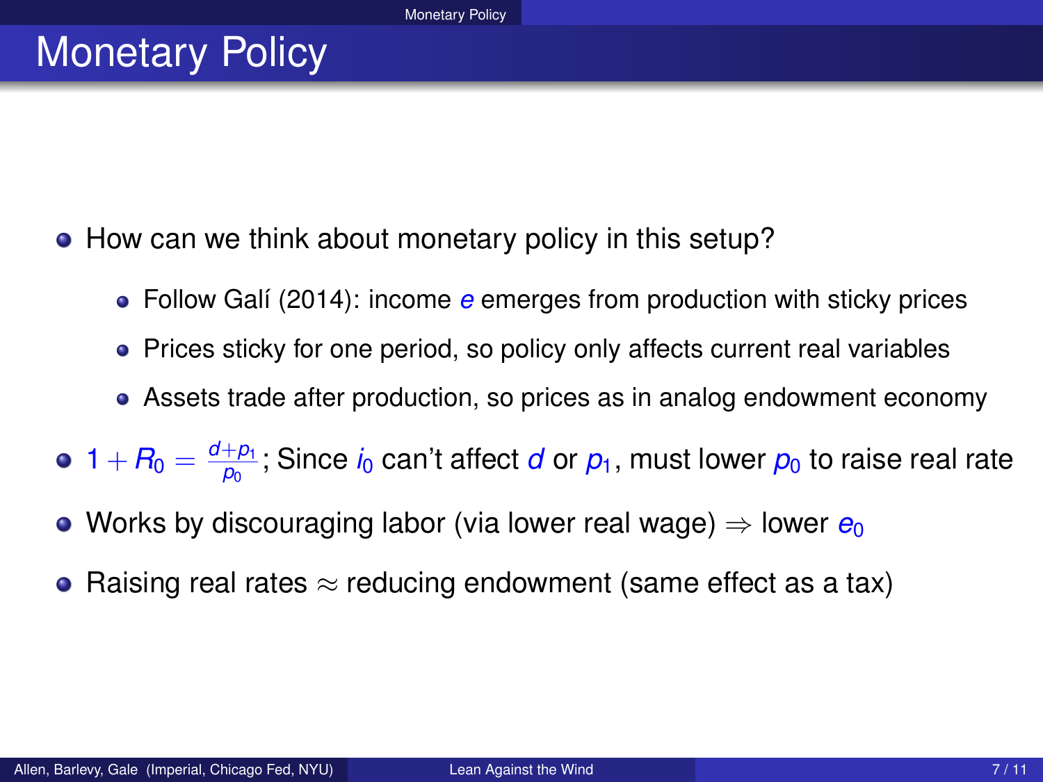# Monetary Policy

- How can we think about monetary policy in this setup?
  - Follow Galí (2014): income $e$ emerges from production with sticky prices
  - Prices sticky for one period, so policy only affects current real variables
  - Assets trade after production, so prices as in analog endowment economy
- $1 + R_0 = \frac{d+p_1}{p_0}$; Since $i_0$ can't affect $d$ or $p_1$, must lower $p_0$ to raise real rate
- Works by discouraging labor (via lower real wage) $\Rightarrow$ lower $e_0$
- Raising real rates $\approx$ reducing endowment (same effect as a tax)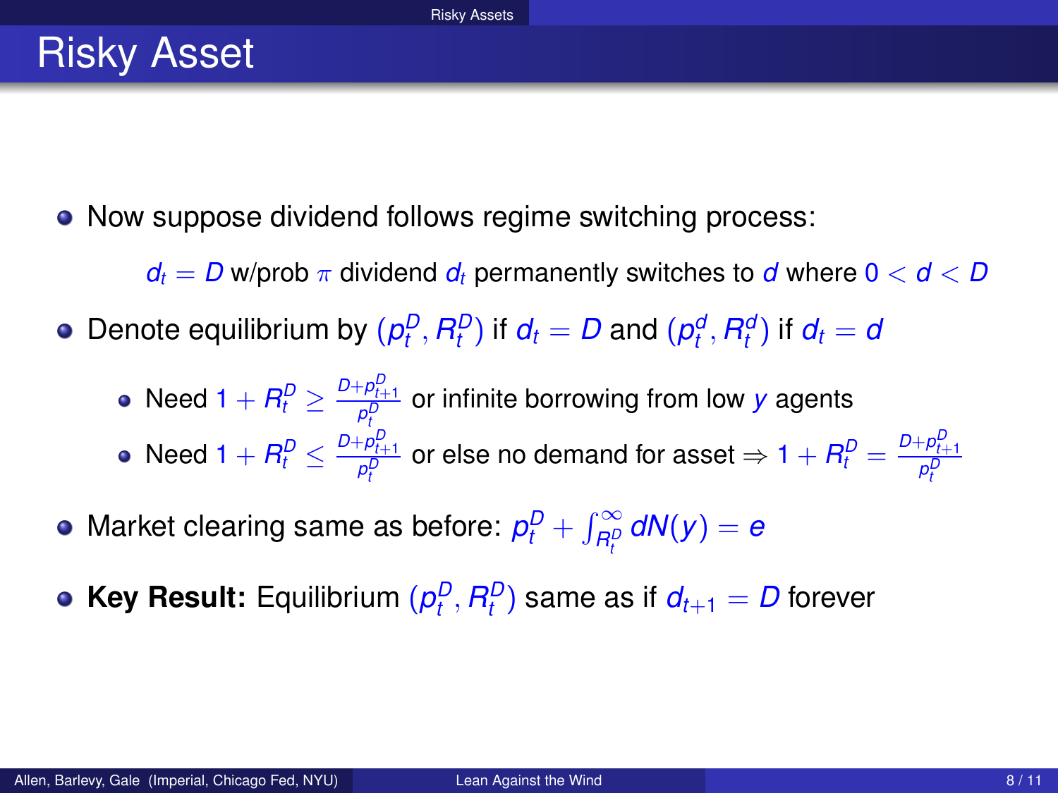# Risky Asset

- Now suppose dividend follows regime switching process:

  $d_t = D$ w/prob $\pi$ dividend $d_t$ permanently switches to $d$ where $0 < d < D$

- Denote equilibrium by $(p_t^D, R_t^D)$ if $d_t = D$ and $(p_t^d, R_t^d)$ if $d_t = d$
  - Need $1 + R_t^D \geq \frac{D + p_{t+1}^D}{p_t^D}$ or infinite borrowing from low $y$ agents
  - Need $1 + R_t^D \leq \frac{D + p_{t+1}^D}{p_t^D}$ or else no demand for asset $\Rightarrow 1 + R_t^D = \frac{D + p_{t+1}^D}{p_t^D}$

- Market clearing same as before: $p_t^D + \int_{R_t^D}^{\infty} dN(y) = e$

- **Key Result:** Equilibrium $(p_t^D, R_t^D)$ same as if $d_{t+1} = D$ forever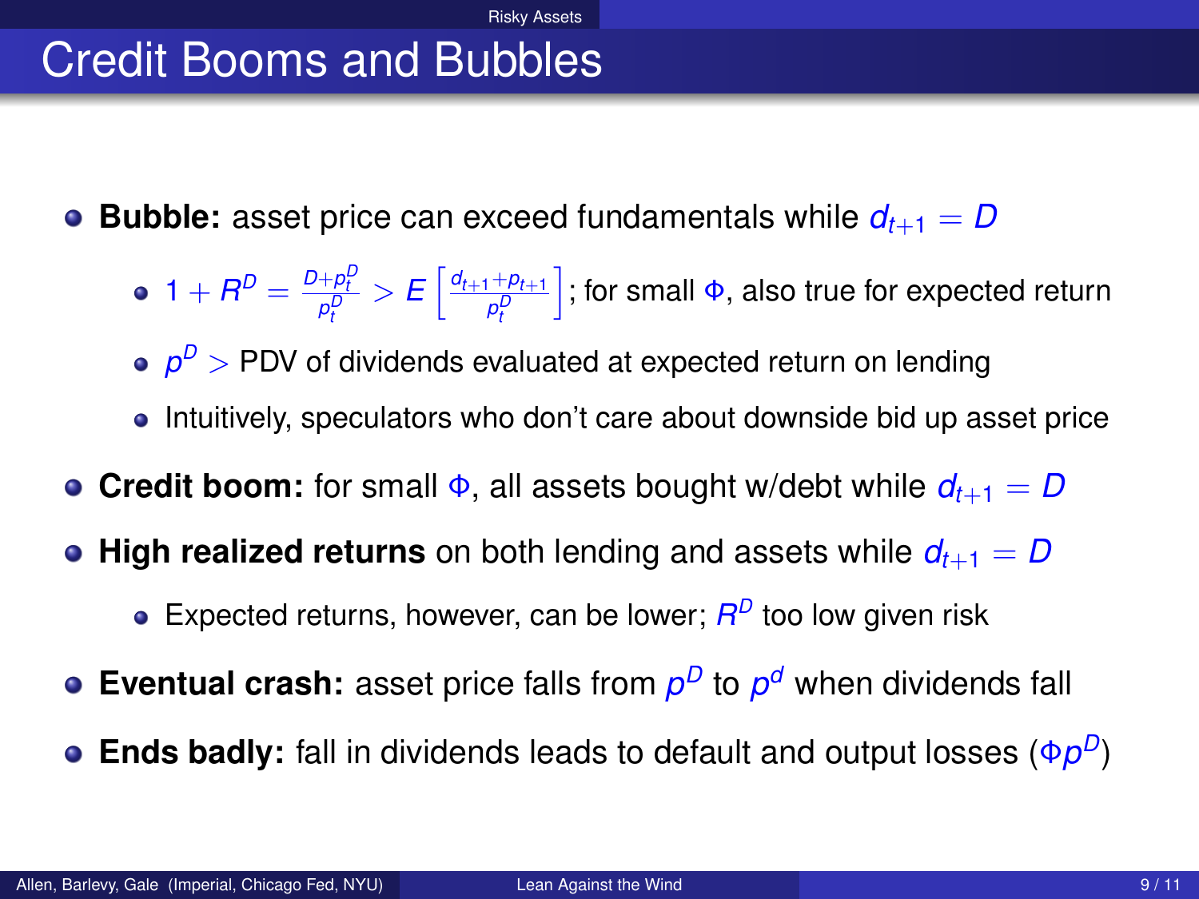# Credit Booms and Bubbles

- **Bubble:** asset price can exceed fundamentals while $d_{t+1} = D$
  - $1 + R^D = \frac{D + p_t^D}{p_t^D} > E\left[\frac{d_{t+1} + p_{t+1}}{p_t^D}\right]$; for small $\Phi$, also true for expected return
  - $p^D >$ PDV of dividends evaluated at expected return on lending
  - Intuitively, speculators who don't care about downside bid up asset price
- **Credit boom:** for small $\Phi$, all assets bought w/debt while $d_{t+1} = D$
- **High realized returns** on both lending and assets while $d_{t+1} = D$
  - Expected returns, however, can be lower; $R^D$ too low given risk
- **Eventual crash:** asset price falls from $p^D$ to $p^d$ when dividends fall
- **Ends badly:** fall in dividends leads to default and output losses ($\Phi p^D$)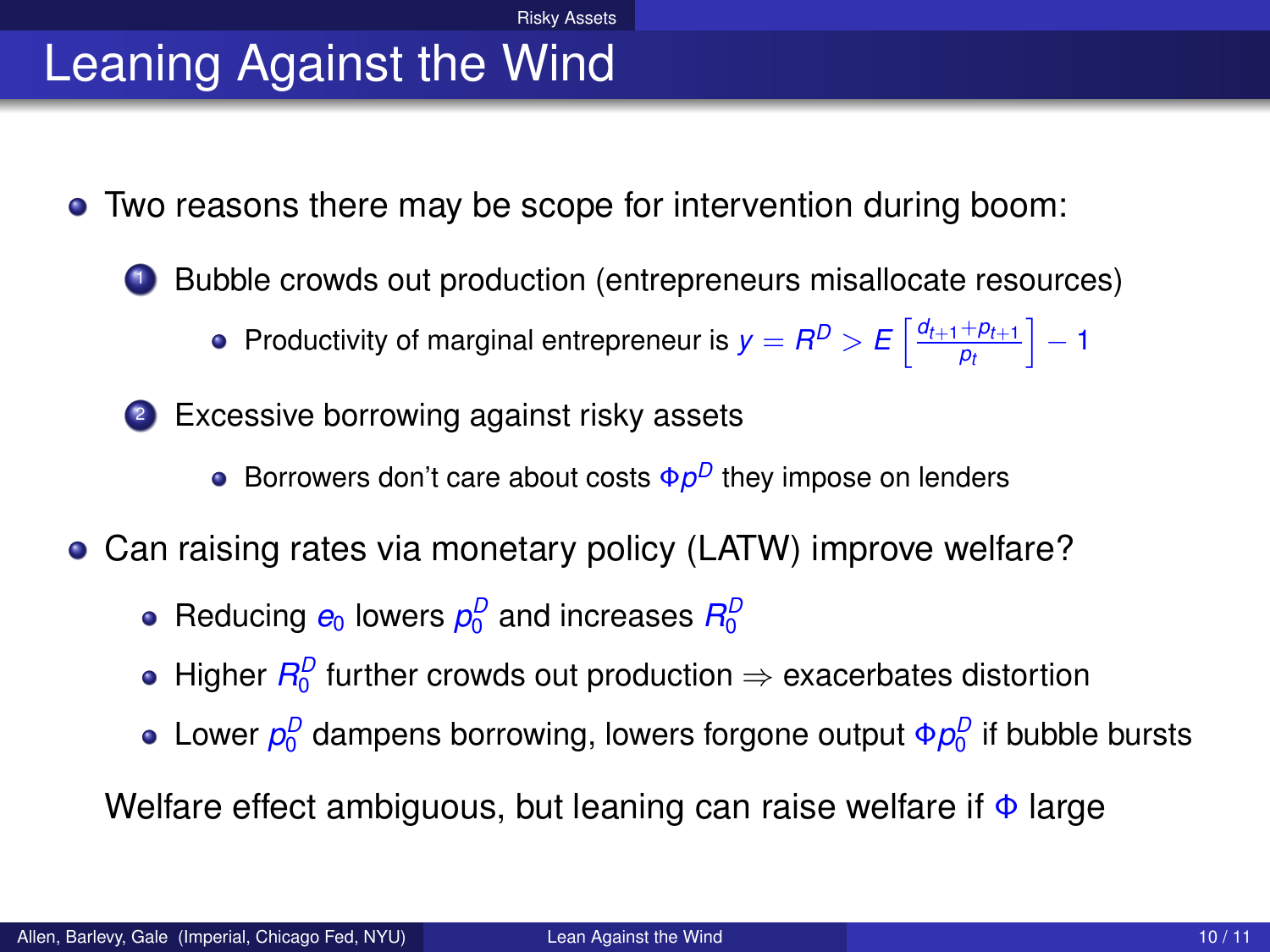# Leaning Against the Wind

- Two reasons there may be scope for intervention during boom:
  1. Bubble crowds out production (entrepreneurs misallocate resources)
     - Productivity of marginal entrepreneur is $y = R^D > E\left[\frac{d_{t+1}+p_{t+1}}{p_t}\right] - 1$
  2. Excessive borrowing against risky assets
     - Borrowers don't care about costs $\Phi p^D$ they impose on lenders
- Can raising rates via monetary policy (LATW) improve welfare?
  - Reducing $e_0$ lowers $p_0^D$ and increases $R_0^D$
  - Higher $R_0^D$ further crowds out production $\Rightarrow$ exacerbates distortion
  - Lower $p_0^D$ dampens borrowing, lowers forgone output $\Phi p_0^D$ if bubble bursts

  Welfare effect ambiguous, but leaning can raise welfare if $\Phi$ large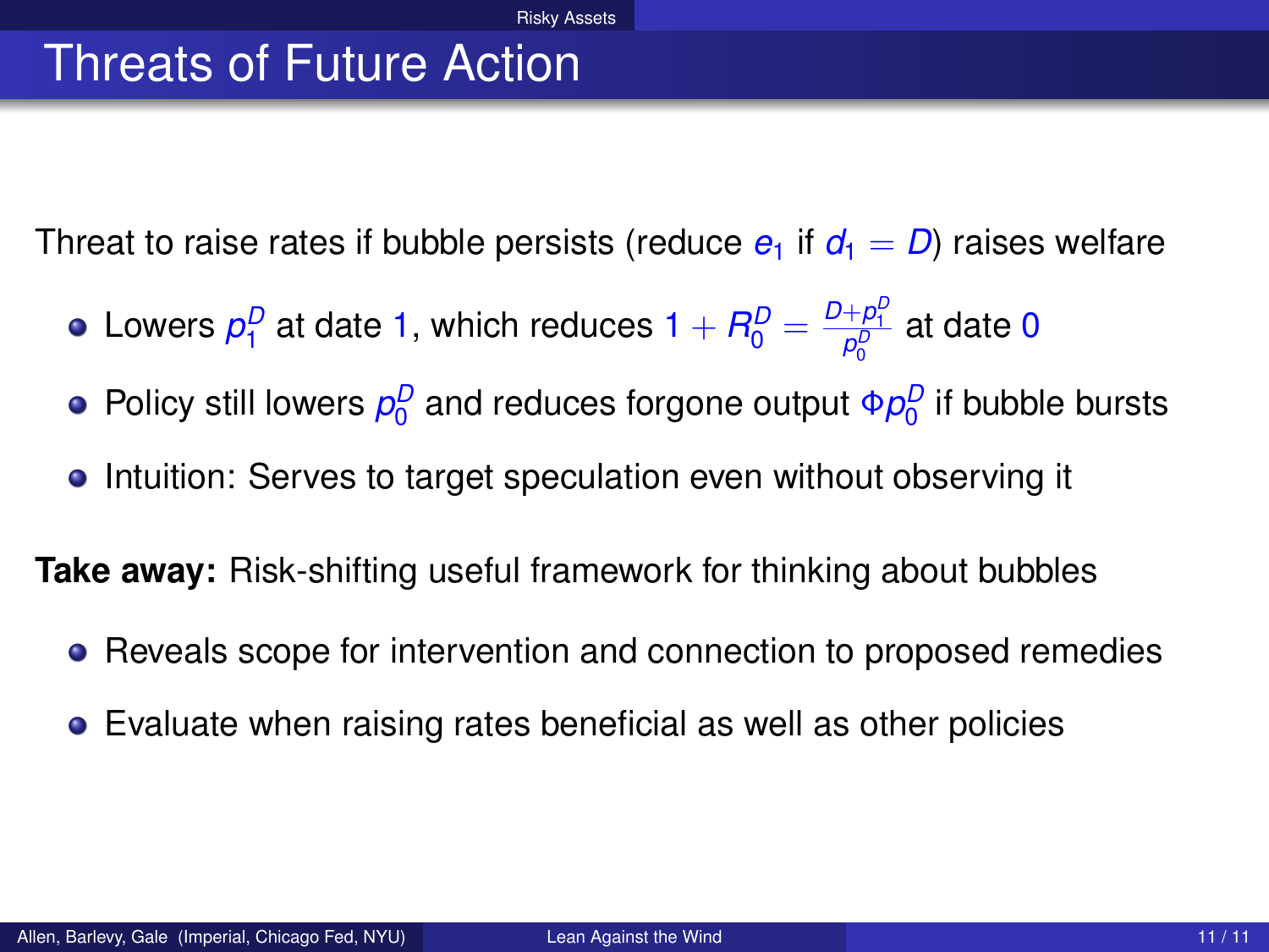# Threats of Future Action

Threat to raise rates if bubble persists (reduce $e_1$ if $d_1 = D$) raises welfare

- Lowers $p_1^D$ at date 1, which reduces $1 + R_0^D = \frac{D + p_1^D}{p_0^D}$ at date 0
- Policy still lowers $p_0^D$ and reduces forgone output $\Phi p_0^D$ if bubble bursts
- Intuition: Serves to target speculation even without observing it

**Take away:** Risk-shifting useful framework for thinking about bubbles

- Reveals scope for intervention and connection to proposed remedies
- Evaluate when raising rates beneficial as well as other policies